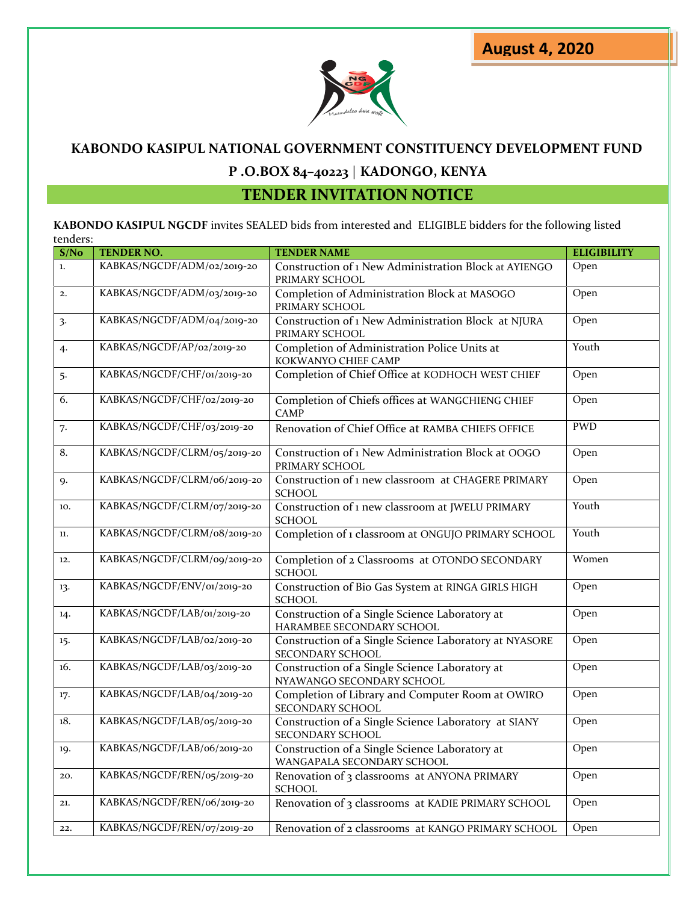August 4, 2020

# KABONDO KASIPUL NATIONAL GOVERNMENT CONSTITUENCY DEVELOPMENT FUND

## P .O.BOX 84–40223 | KADONGO, KENYA

## TENDER INVITATION NOTICE

**KABONDO KASIPUL NGCDF** invites SEALED bids from interested and ELIGIBLE bidders for the following listed tenders:

| S/No | TENDER NO. | TENDER NAME | ELIGIBILITY |
|---|---|---|---|
| 1. | KABKAS/NGCDF/ADM/02/2019-20 | Construction of 1 New Administration Block at AYIENGO PRIMARY SCHOOL | Open |
| 2. | KABKAS/NGCDF/ADM/03/2019-20 | Completion of Administration Block at MASOGO PRIMARY SCHOOL | Open |
| 3. | KABKAS/NGCDF/ADM/04/2019-20 | Construction of 1 New Administration Block at NJURA PRIMARY SCHOOL | Open |
| 4. | KABKAS/NGCDF/AP/02/2019-20 | Completion of Administration Police Units at KOKWANYO CHIEF CAMP | Youth |
| 5. | KABKAS/NGCDF/CHF/01/2019-20 | Completion of Chief Office at KODHOCH WEST CHIEF | Open |
| 6. | KABKAS/NGCDF/CHF/02/2019-20 | Completion of Chiefs offices at WANGCHIENG CHIEF CAMP | Open |
| 7. | KABKAS/NGCDF/CHF/03/2019-20 | Renovation of Chief Office at RAMBA CHIEFS OFFICE | PWD |
| 8. | KABKAS/NGCDF/CLRM/05/2019-20 | Construction of 1 New Administration Block at OOGO PRIMARY SCHOOL | Open |
| 9. | KABKAS/NGCDF/CLRM/06/2019-20 | Construction of 1 new classroom at CHAGERE PRIMARY SCHOOL | Open |
| 10. | KABKAS/NGCDF/CLRM/07/2019-20 | Construction of 1 new classroom at JWELU PRIMARY SCHOOL | Youth |
| 11. | KABKAS/NGCDF/CLRM/08/2019-20 | Completion of 1 classroom at ONGUJO PRIMARY SCHOOL | Youth |
| 12. | KABKAS/NGCDF/CLRM/09/2019-20 | Completion of 2 Classrooms at OTONDO SECONDARY SCHOOL | Women |
| 13. | KABKAS/NGCDF/ENV/01/2019-20 | Construction of Bio Gas System at RINGA GIRLS HIGH SCHOOL | Open |
| 14. | KABKAS/NGCDF/LAB/01/2019-20 | Construction of a Single Science Laboratory at HARAMBEE SECONDARY SCHOOL | Open |
| 15. | KABKAS/NGCDF/LAB/02/2019-20 | Construction of a Single Science Laboratory at NYASORE SECONDARY SCHOOL | Open |
| 16. | KABKAS/NGCDF/LAB/03/2019-20 | Construction of a Single Science Laboratory at NYAWANGO SECONDARY SCHOOL | Open |
| 17. | KABKAS/NGCDF/LAB/04/2019-20 | Completion of Library and Computer Room at OWIRO SECONDARY SCHOOL | Open |
| 18. | KABKAS/NGCDF/LAB/05/2019-20 | Construction of a Single Science Laboratory at SIANY SECONDARY SCHOOL | Open |
| 19. | KABKAS/NGCDF/LAB/06/2019-20 | Construction of a Single Science Laboratory at WANGAPALA SECONDARY SCHOOL | Open |
| 20. | KABKAS/NGCDF/REN/05/2019-20 | Renovation of 3 classrooms at ANYONA PRIMARY SCHOOL | Open |
| 21. | KABKAS/NGCDF/REN/06/2019-20 | Renovation of 3 classrooms at KADIE PRIMARY SCHOOL | Open |
| 22. | KABKAS/NGCDF/REN/07/2019-20 | Renovation of 2 classrooms at KANGO PRIMARY SCHOOL | Open |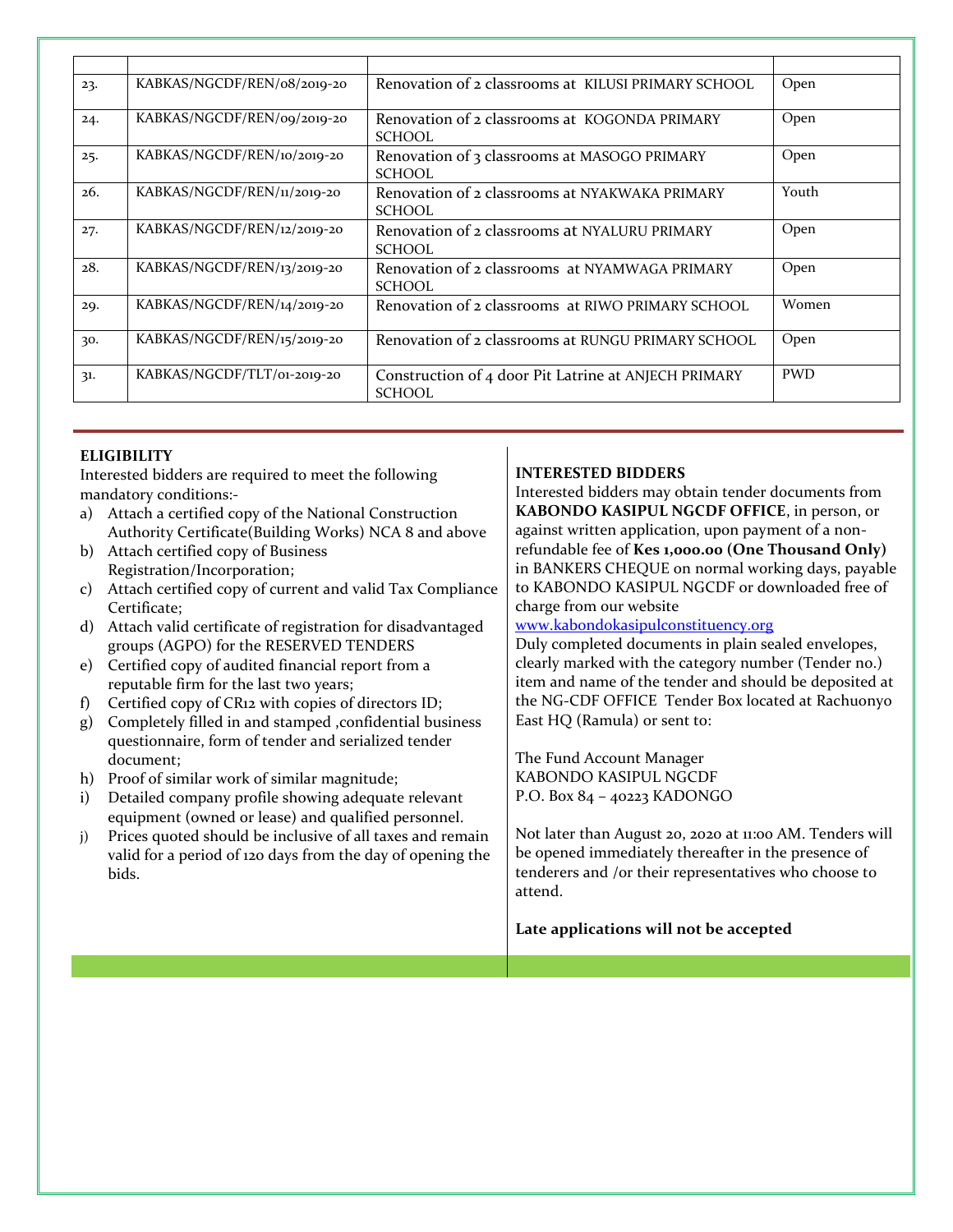| | | | |
|---|---|---|---|
| 23. | KABKAS/NGCDF/REN/08/2019-20 | Renovation of 2 classrooms at KILUSI PRIMARY SCHOOL | Open |
| 24. | KABKAS/NGCDF/REN/09/2019-20 | Renovation of 2 classrooms at KOGONDA PRIMARY SCHOOL | Open |
| 25. | KABKAS/NGCDF/REN/10/2019-20 | Renovation of 3 classrooms at MASOGO PRIMARY SCHOOL | Open |
| 26. | KABKAS/NGCDF/REN/11/2019-20 | Renovation of 2 classrooms at NYAKWAKA PRIMARY SCHOOL | Youth |
| 27. | KABKAS/NGCDF/REN/12/2019-20 | Renovation of 2 classrooms at NYALURU PRIMARY SCHOOL | Open |
| 28. | KABKAS/NGCDF/REN/13/2019-20 | Renovation of 2 classrooms at NYAMWAGA PRIMARY SCHOOL | Open |
| 29. | KABKAS/NGCDF/REN/14/2019-20 | Renovation of 2 classrooms at RIWO PRIMARY SCHOOL | Women |
| 30. | KABKAS/NGCDF/REN/15/2019-20 | Renovation of 2 classrooms at RUNGU PRIMARY SCHOOL | Open |
| 31. | KABKAS/NGCDF/TLT/01-2019-20 | Construction of 4 door Pit Latrine at ANJECH PRIMARY SCHOOL | PWD |

**ELIGIBILITY**

Interested bidders are required to meet the following mandatory conditions:-

a) Attach a certified copy of the National Construction Authority Certificate(Building Works) NCA 8 and above
b) Attach certified copy of Business Registration/Incorporation;
c) Attach certified copy of current and valid Tax Compliance Certificate;
d) Attach valid certificate of registration for disadvantaged groups (AGPO) for the RESERVED TENDERS
e) Certified copy of audited financial report from a reputable firm for the last two years;
f) Certified copy of CR12 with copies of directors ID;
g) Completely filled in and stamped ,confidential business questionnaire, form of tender and serialized tender document;
h) Proof of similar work of similar magnitude;
i) Detailed company profile showing adequate relevant equipment (owned or lease) and qualified personnel.
j) Prices quoted should be inclusive of all taxes and remain valid for a period of 120 days from the day of opening the bids.

**INTERESTED BIDDERS**

Interested bidders may obtain tender documents from **KABONDO KASIPUL NGCDF OFFICE**, in person, or against written application, upon payment of a non-refundable fee of **Kes 1,000.00 (One Thousand Only)** in BANKERS CHEQUE on normal working days, payable to KABONDO KASIPUL NGCDF or downloaded free of charge from our website www.kabondokasipulconstituency.org

Duly completed documents in plain sealed envelopes, clearly marked with the category number (Tender no.) item and name of the tender and should be deposited at the NG-CDF OFFICE Tender Box located at Rachuonyo East HQ (Ramula) or sent to:

The Fund Account Manager
KABONDO KASIPUL NGCDF
P.O. Box 84 – 40223 KADONGO

Not later than August 20, 2020 at 11:00 AM. Tenders will be opened immediately thereafter in the presence of tenderers and /or their representatives who choose to attend.

**Late applications will not be accepted**